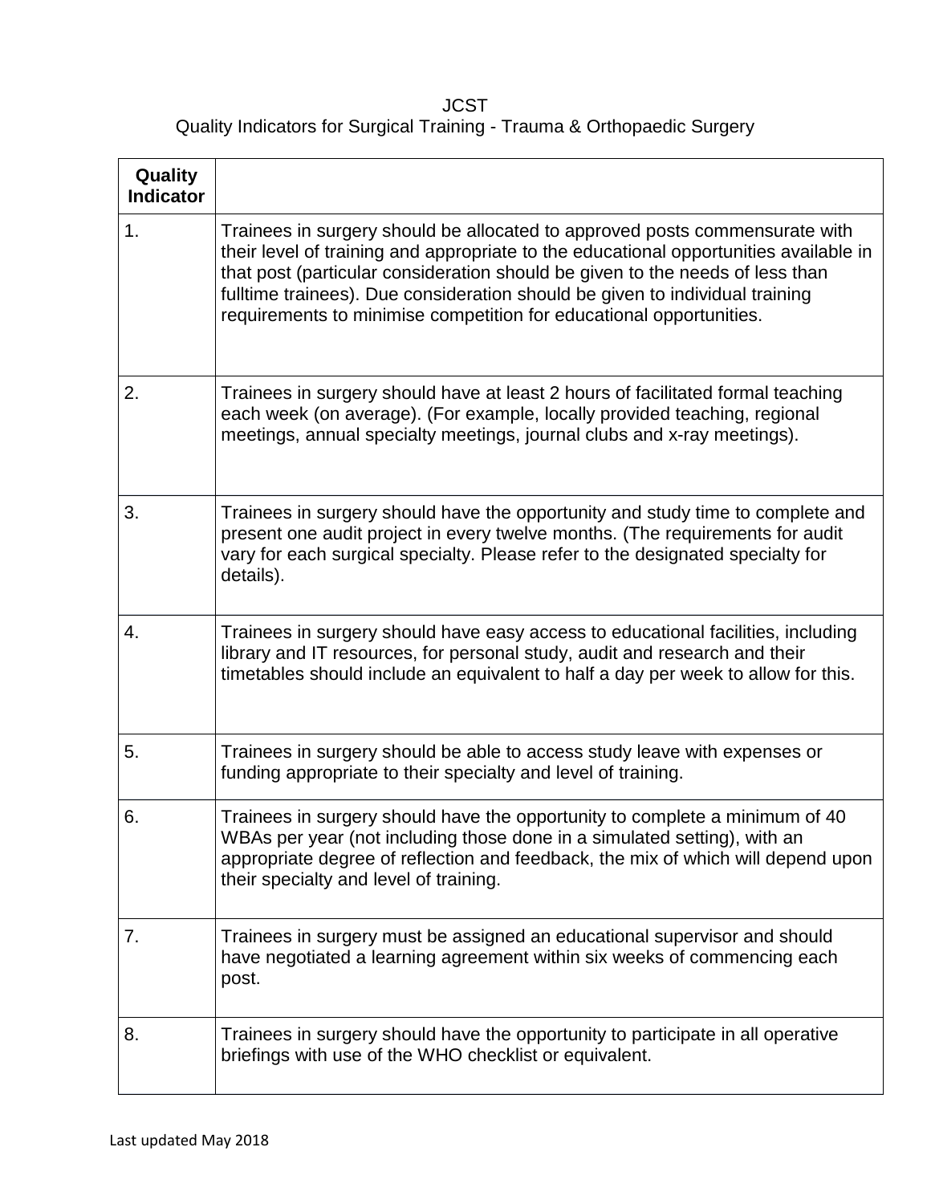JCST

Quality Indicators for Surgical Training - Trauma & Orthopaedic Surgery

| **Quality Indicator** | |
|---|---|
| 1. | Trainees in surgery should be allocated to approved posts commensurate with their level of training and appropriate to the educational opportunities available in that post (particular consideration should be given to the needs of less than fulltime trainees). Due consideration should be given to individual training requirements to minimise competition for educational opportunities. |
| 2. | Trainees in surgery should have at least 2 hours of facilitated formal teaching each week (on average). (For example, locally provided teaching, regional meetings, annual specialty meetings, journal clubs and x-ray meetings). |
| 3. | Trainees in surgery should have the opportunity and study time to complete and present one audit project in every twelve months. (The requirements for audit vary for each surgical specialty. Please refer to the designated specialty for details). |
| 4. | Trainees in surgery should have easy access to educational facilities, including library and IT resources, for personal study, audit and research and their timetables should include an equivalent to half a day per week to allow for this. |
| 5. | Trainees in surgery should be able to access study leave with expenses or funding appropriate to their specialty and level of training. |
| 6. | Trainees in surgery should have the opportunity to complete a minimum of 40 WBAs per year (not including those done in a simulated setting), with an appropriate degree of reflection and feedback, the mix of which will depend upon their specialty and level of training. |
| 7. | Trainees in surgery must be assigned an educational supervisor and should have negotiated a learning agreement within six weeks of commencing each post. |
| 8. | Trainees in surgery should have the opportunity to participate in all operative briefings with use of the WHO checklist or equivalent. |

Last updated May 2018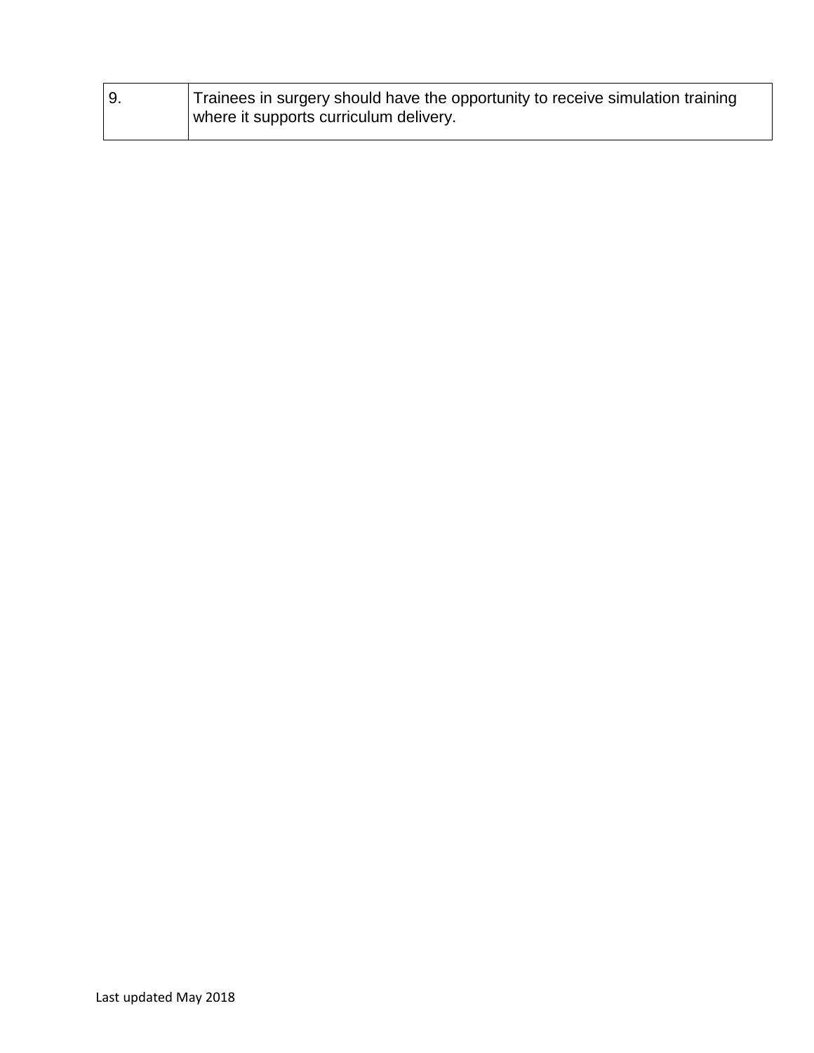| 9. | Trainees in surgery should have the opportunity to receive simulation training where it supports curriculum delivery. |
|---|---|

Last updated May 2018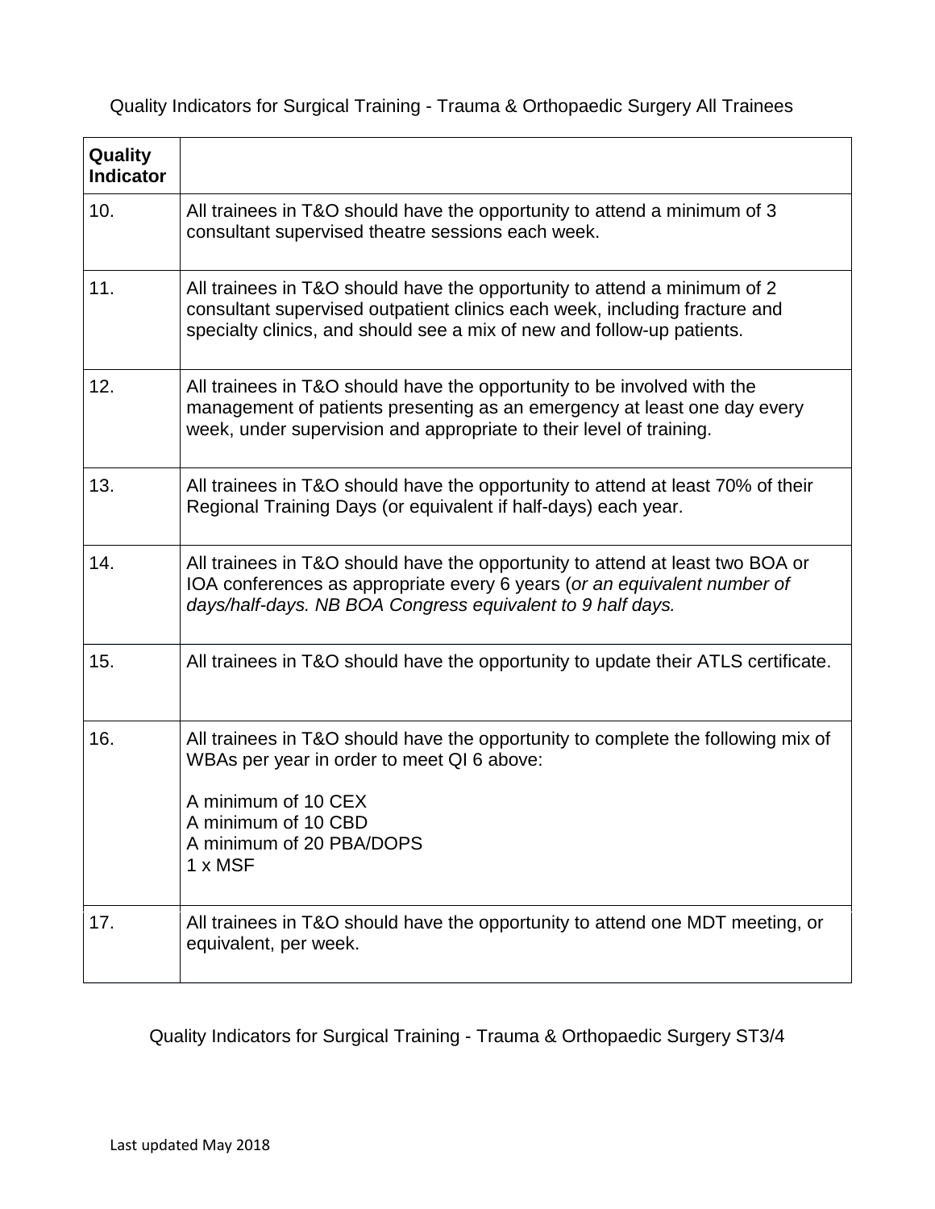Quality Indicators for Surgical Training - Trauma & Orthopaedic Surgery All Trainees

| **Quality Indicator** | |
|---|---|
| 10. | All trainees in T&O should have the opportunity to attend a minimum of 3 consultant supervised theatre sessions each week. |
| 11. | All trainees in T&O should have the opportunity to attend a minimum of 2 consultant supervised outpatient clinics each week, including fracture and specialty clinics, and should see a mix of new and follow-up patients. |
| 12. | All trainees in T&O should have the opportunity to be involved with the management of patients presenting as an emergency at least one day every week, under supervision and appropriate to their level of training. |
| 13. | All trainees in T&O should have the opportunity to attend at least 70% of their Regional Training Days (or equivalent if half-days) each year. |
| 14. | All trainees in T&O should have the opportunity to attend at least two BOA or IOA conferences as appropriate every 6 years (*or an equivalent number of days/half-days. NB BOA Congress equivalent to 9 half days.* |
| 15. | All trainees in T&O should have the opportunity to update their ATLS certificate. |
| 16. | All trainees in T&O should have the opportunity to complete the following mix of WBAs per year in order to meet QI 6 above:<br><br>A minimum of 10 CEX<br>A minimum of 10 CBD<br>A minimum of 20 PBA/DOPS<br>1 x MSF |
| 17. | All trainees in T&O should have the opportunity to attend one MDT meeting, or equivalent, per week. |

Quality Indicators for Surgical Training - Trauma & Orthopaedic Surgery ST3/4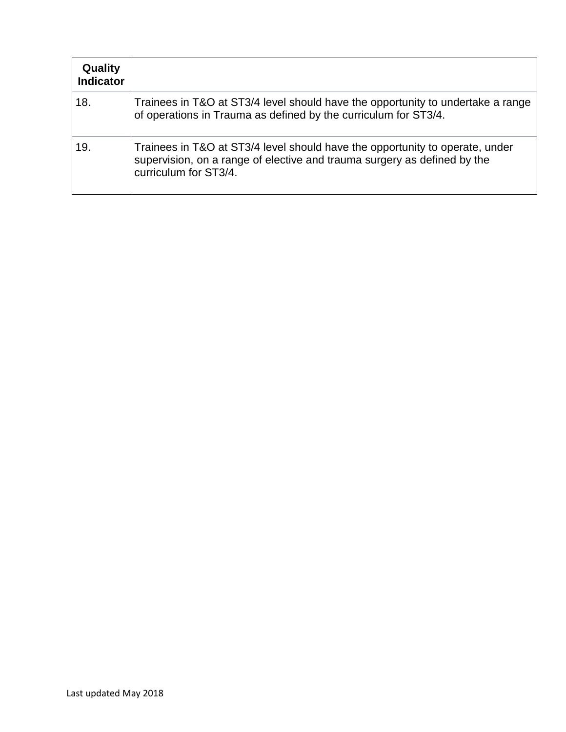| Quality Indicator | |
|---|---|
| 18. | Trainees in T&O at ST3/4 level should have the opportunity to undertake a range of operations in Trauma as defined by the curriculum for ST3/4. |
| 19. | Trainees in T&O at ST3/4 level should have the opportunity to operate, under supervision, on a range of elective and trauma surgery as defined by the curriculum for ST3/4. |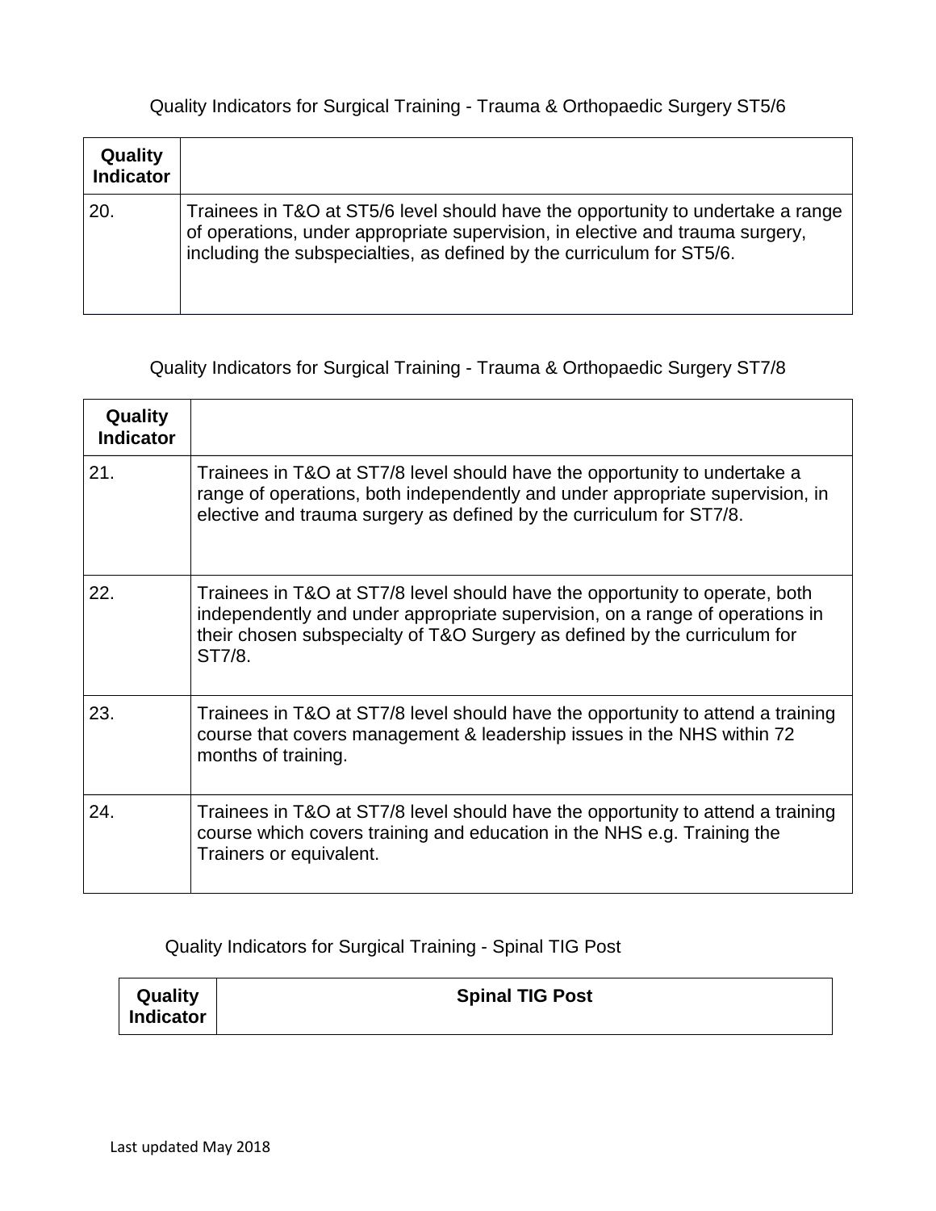Quality Indicators for Surgical Training - Trauma & Orthopaedic Surgery ST5/6

| Quality Indicator | |
|---|---|
| 20. | Trainees in T&O at ST5/6 level should have the opportunity to undertake a range of operations, under appropriate supervision, in elective and trauma surgery, including the subspecialties, as defined by the curriculum for ST5/6. |

Quality Indicators for Surgical Training - Trauma & Orthopaedic Surgery ST7/8

| Quality Indicator | |
|---|---|
| 21. | Trainees in T&O at ST7/8 level should have the opportunity to undertake a range of operations, both independently and under appropriate supervision, in elective and trauma surgery as defined by the curriculum for ST7/8. |
| 22. | Trainees in T&O at ST7/8 level should have the opportunity to operate, both independently and under appropriate supervision, on a range of operations in their chosen subspecialty of T&O Surgery as defined by the curriculum for ST7/8. |
| 23. | Trainees in T&O at ST7/8 level should have the opportunity to attend a training course that covers management & leadership issues in the NHS within 72 months of training. |
| 24. | Trainees in T&O at ST7/8 level should have the opportunity to attend a training course which covers training and education in the NHS e.g. Training the Trainers or equivalent. |

Quality Indicators for Surgical Training - Spinal TIG Post

| Quality Indicator | Spinal TIG Post |
|---|---|

Last updated May 2018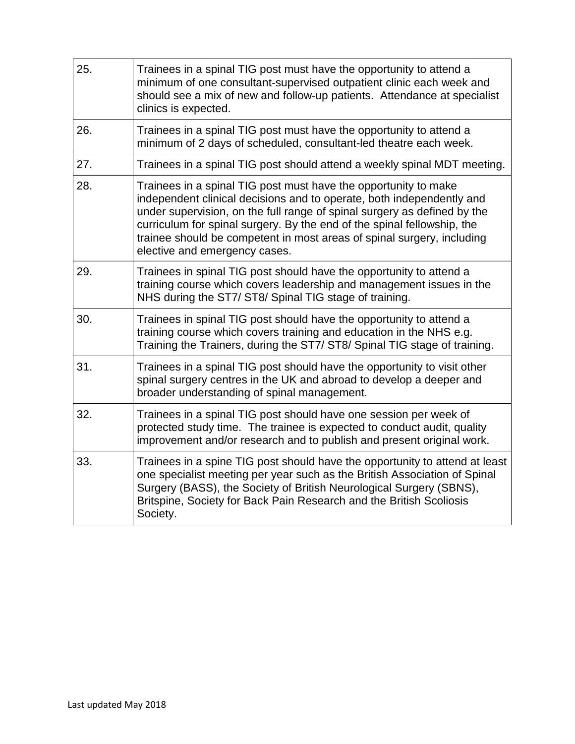| | |
|---|---|
| 25. | Trainees in a spinal TIG post must have the opportunity to attend a minimum of one consultant-supervised outpatient clinic each week and should see a mix of new and follow-up patients. Attendance at specialist clinics is expected. |
| 26. | Trainees in a spinal TIG post must have the opportunity to attend a minimum of 2 days of scheduled, consultant-led theatre each week. |
| 27. | Trainees in a spinal TIG post should attend a weekly spinal MDT meeting. |
| 28. | Trainees in a spinal TIG post must have the opportunity to make independent clinical decisions and to operate, both independently and under supervision, on the full range of spinal surgery as defined by the curriculum for spinal surgery. By the end of the spinal fellowship, the trainee should be competent in most areas of spinal surgery, including elective and emergency cases. |
| 29. | Trainees in spinal TIG post should have the opportunity to attend a training course which covers leadership and management issues in the NHS during the ST7/ ST8/ Spinal TIG stage of training. |
| 30. | Trainees in spinal TIG post should have the opportunity to attend a training course which covers training and education in the NHS e.g. Training the Trainers, during the ST7/ ST8/ Spinal TIG stage of training. |
| 31. | Trainees in a spinal TIG post should have the opportunity to visit other spinal surgery centres in the UK and abroad to develop a deeper and broader understanding of spinal management. |
| 32. | Trainees in a spinal TIG post should have one session per week of protected study time. The trainee is expected to conduct audit, quality improvement and/or research and to publish and present original work. |
| 33. | Trainees in a spine TIG post should have the opportunity to attend at least one specialist meeting per year such as the British Association of Spinal Surgery (BASS), the Society of British Neurological Surgery (SBNS), Britspine, Society for Back Pain Research and the British Scoliosis Society. |